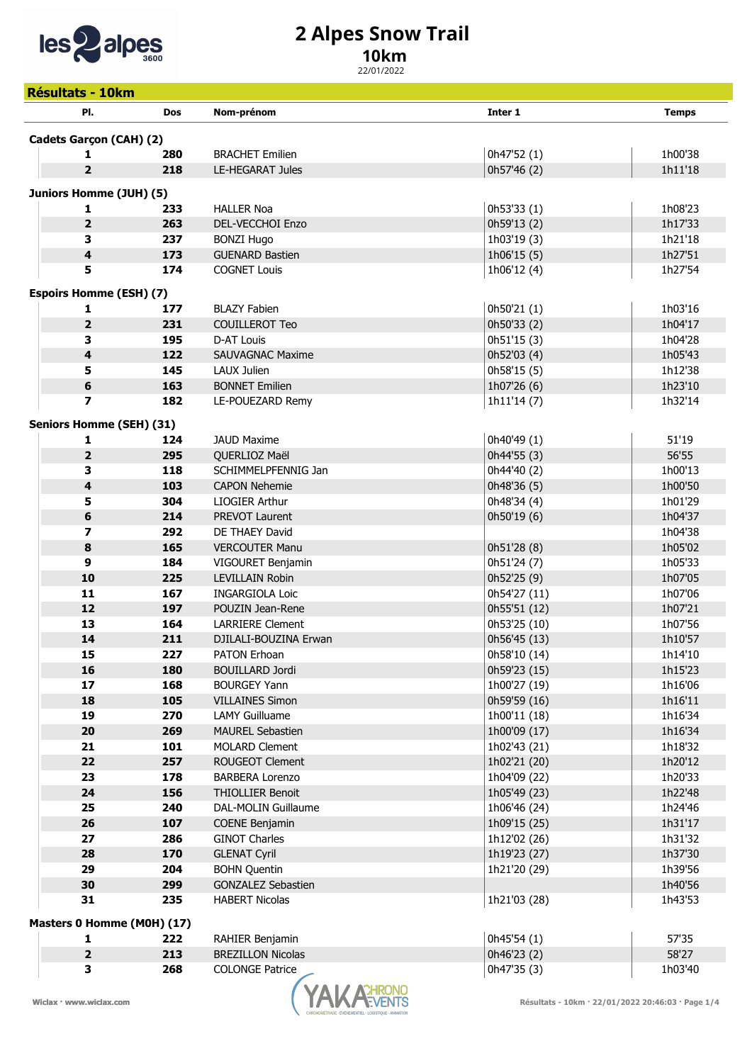# 2 Alpes Snow Trail

## 10km

22/01/2022

## Résultats - 10km

| Pl. | Dos | Nom-prénom | Inter 1 | Temps |
|---|---|---|---|---|
| **Cadets Garçon (CAH) (2)** | | | | |
| 1 | 280 | BRACHET Emilien | 0h47'52 (1) | 1h00'38 |
| 2 | 218 | LE-HEGARAT Jules | 0h57'46 (2) | 1h11'18 |
| **Juniors Homme (JUH) (5)** | | | | |
| 1 | 233 | HALLER Noa | 0h53'33 (1) | 1h08'23 |
| 2 | 263 | DEL-VECCHOI Enzo | 0h59'13 (2) | 1h17'33 |
| 3 | 237 | BONZI Hugo | 1h03'19 (3) | 1h21'18 |
| 4 | 173 | GUENARD Bastien | 1h06'15 (5) | 1h27'51 |
| 5 | 174 | COGNET Louis | 1h06'12 (4) | 1h27'54 |
| **Espoirs Homme (ESH) (7)** | | | | |
| 1 | 177 | BLAZY Fabien | 0h50'21 (1) | 1h03'16 |
| 2 | 231 | COUILLEROT Teo | 0h50'33 (2) | 1h04'17 |
| 3 | 195 | D-AT Louis | 0h51'15 (3) | 1h04'28 |
| 4 | 122 | SAUVAGNAC Maxime | 0h52'03 (4) | 1h05'43 |
| 5 | 145 | LAUX Julien | 0h58'15 (5) | 1h12'38 |
| 6 | 163 | BONNET Emilien | 1h07'26 (6) | 1h23'10 |
| 7 | 182 | LE-POUEZARD Remy | 1h11'14 (7) | 1h32'14 |
| **Seniors Homme (SEH) (31)** | | | | |
| 1 | 124 | JAUD Maxime | 0h40'49 (1) | 51'19 |
| 2 | 295 | QUERLIOZ Maël | 0h44'55 (3) | 56'55 |
| 3 | 118 | SCHIMMELPFENNIG Jan | 0h44'40 (2) | 1h00'13 |
| 4 | 103 | CAPON Nehemie | 0h48'36 (5) | 1h00'50 |
| 5 | 304 | LIOGIER Arthur | 0h48'34 (4) | 1h01'29 |
| 6 | 214 | PREVOT Laurent | 0h50'19 (6) | 1h04'37 |
| 7 | 292 | DE THAEY David | | 1h04'38 |
| 8 | 165 | VERCOUTER Manu | 0h51'28 (8) | 1h05'02 |
| 9 | 184 | VIGOURET Benjamin | 0h51'24 (7) | 1h05'33 |
| 10 | 225 | LEVILLAIN Robin | 0h52'25 (9) | 1h07'05 |
| 11 | 167 | INGARGIOLA Loic | 0h54'27 (11) | 1h07'06 |
| 12 | 197 | POUZIN Jean-Rene | 0h55'51 (12) | 1h07'21 |
| 13 | 164 | LARRIERE Clement | 0h53'25 (10) | 1h07'56 |
| 14 | 211 | DJILALI-BOUZINA Erwan | 0h56'45 (13) | 1h10'57 |
| 15 | 227 | PATON Erhoan | 0h58'10 (14) | 1h14'10 |
| 16 | 180 | BOUILLARD Jordi | 0h59'23 (15) | 1h15'23 |
| 17 | 168 | BOURGEY Yann | 1h00'27 (19) | 1h16'06 |
| 18 | 105 | VILLAINES Simon | 0h59'59 (16) | 1h16'11 |
| 19 | 270 | LAMY Guilluame | 1h00'11 (18) | 1h16'34 |
| 20 | 269 | MAUREL Sebastien | 1h00'09 (17) | 1h16'34 |
| 21 | 101 | MOLARD Clement | 1h02'43 (21) | 1h18'32 |
| 22 | 257 | ROUGEOT Clement | 1h02'21 (20) | 1h20'12 |
| 23 | 178 | BARBERA Lorenzo | 1h04'09 (22) | 1h20'33 |
| 24 | 156 | THIOLLIER Benoit | 1h05'49 (23) | 1h22'48 |
| 25 | 240 | DAL-MOLIN Guillaume | 1h06'46 (24) | 1h24'46 |
| 26 | 107 | COENE Benjamin | 1h09'15 (25) | 1h31'17 |
| 27 | 286 | GINOT Charles | 1h12'02 (26) | 1h31'32 |
| 28 | 170 | GLENAT Cyril | 1h19'23 (27) | 1h37'30 |
| 29 | 204 | BOHN Quentin | 1h21'20 (29) | 1h39'56 |
| 30 | 299 | GONZALEZ Sebastien | | 1h40'56 |
| 31 | 235 | HABERT Nicolas | 1h21'03 (28) | 1h43'53 |
| **Masters 0 Homme (M0H) (17)** | | | | |
| 1 | 222 | RAHIER Benjamin | 0h45'54 (1) | 57'35 |
| 2 | 213 | BREZILLON Nicolas | 0h46'23 (2) | 58'27 |
| 3 | 268 | COLONGE Patrice | 0h47'35 (3) | 1h03'40 |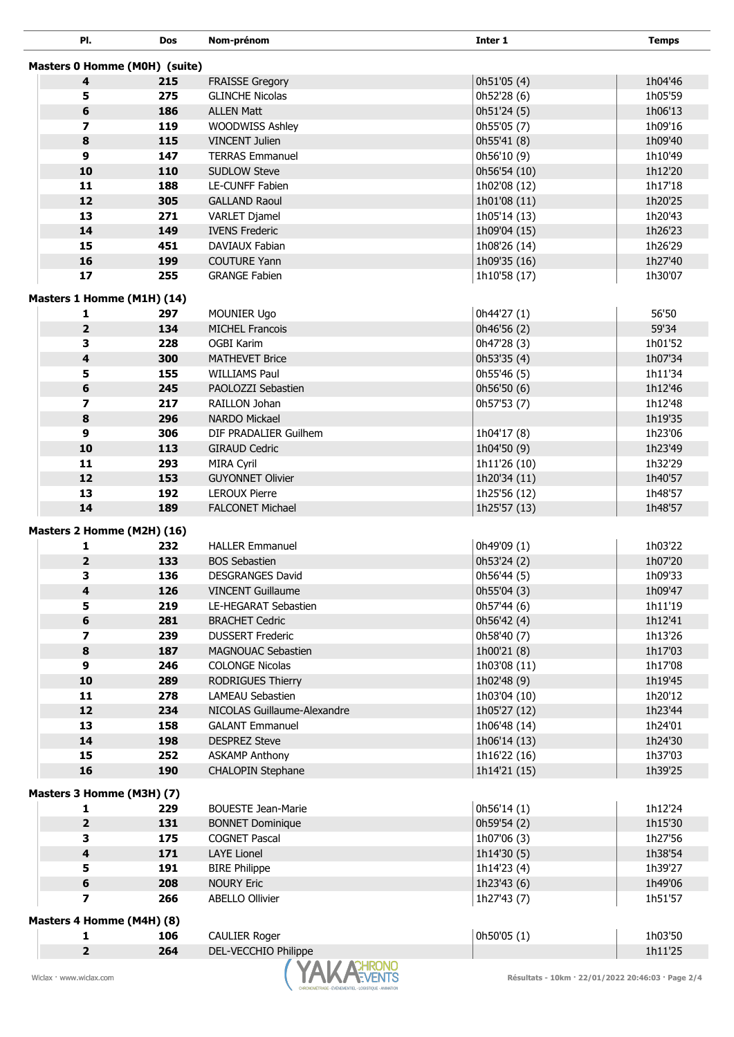| Pl. | Dos | Nom-prénom | Inter 1 | Temps |
|---|---|---|---|---|
| **Masters 0 Homme (M0H) (suite)** | | | | |
| **4** | **215** | FRAISSE Gregory | 0h51'05 (4) | 1h04'46 |
| **5** | **275** | GLINCHE Nicolas | 0h52'28 (6) | 1h05'59 |
| **6** | **186** | ALLEN Matt | 0h51'24 (5) | 1h06'13 |
| **7** | **119** | WOODWISS Ashley | 0h55'05 (7) | 1h09'16 |
| **8** | **115** | VINCENT Julien | 0h55'41 (8) | 1h09'40 |
| **9** | **147** | TERRAS Emmanuel | 0h56'10 (9) | 1h10'49 |
| **10** | **110** | SUDLOW Steve | 0h56'54 (10) | 1h12'20 |
| **11** | **188** | LE-CUNFF Fabien | 1h02'08 (12) | 1h17'18 |
| **12** | **305** | GALLAND Raoul | 1h01'08 (11) | 1h20'25 |
| **13** | **271** | VARLET Djamel | 1h05'14 (13) | 1h20'43 |
| **14** | **149** | IVENS Frederic | 1h09'04 (15) | 1h26'23 |
| **15** | **451** | DAVIAUX Fabian | 1h08'26 (14) | 1h26'29 |
| **16** | **199** | COUTURE Yann | 1h09'35 (16) | 1h27'40 |
| **17** | **255** | GRANGE Fabien | 1h10'58 (17) | 1h30'07 |
| **Masters 1 Homme (M1H) (14)** | | | | |
| **1** | **297** | MOUNIER Ugo | 0h44'27 (1) | 56'50 |
| **2** | **134** | MICHEL Francois | 0h46'56 (2) | 59'34 |
| **3** | **228** | OGBI Karim | 0h47'28 (3) | 1h01'52 |
| **4** | **300** | MATHEVET Brice | 0h53'35 (4) | 1h07'34 |
| **5** | **155** | WILLIAMS Paul | 0h55'46 (5) | 1h11'34 |
| **6** | **245** | PAOLOZZI Sebastien | 0h56'50 (6) | 1h12'46 |
| **7** | **217** | RAILLON Johan | 0h57'53 (7) | 1h12'48 |
| **8** | **296** | NARDO Mickael | | 1h19'35 |
| **9** | **306** | DIF PRADALIER Guilhem | 1h04'17 (8) | 1h23'06 |
| **10** | **113** | GIRAUD Cedric | 1h04'50 (9) | 1h23'49 |
| **11** | **293** | MIRA Cyril | 1h11'26 (10) | 1h32'29 |
| **12** | **153** | GUYONNET Olivier | 1h20'34 (11) | 1h40'57 |
| **13** | **192** | LEROUX Pierre | 1h25'56 (12) | 1h48'57 |
| **14** | **189** | FALCONET Michael | 1h25'57 (13) | 1h48'57 |
| **Masters 2 Homme (M2H) (16)** | | | | |
| **1** | **232** | HALLER Emmanuel | 0h49'09 (1) | 1h03'22 |
| **2** | **133** | BOS Sebastien | 0h53'24 (2) | 1h07'20 |
| **3** | **136** | DESGRANGES David | 0h56'44 (5) | 1h09'33 |
| **4** | **126** | VINCENT Guillaume | 0h55'04 (3) | 1h09'47 |
| **5** | **219** | LE-HEGARAT Sebastien | 0h57'44 (6) | 1h11'19 |
| **6** | **281** | BRACHET Cedric | 0h56'42 (4) | 1h12'41 |
| **7** | **239** | DUSSERT Frederic | 0h58'40 (7) | 1h13'26 |
| **8** | **187** | MAGNOUAC Sebastien | 1h00'21 (8) | 1h17'03 |
| **9** | **246** | COLONGE Nicolas | 1h03'08 (11) | 1h17'08 |
| **10** | **289** | RODRIGUES Thierry | 1h02'48 (9) | 1h19'45 |
| **11** | **278** | LAMEAU Sebastien | 1h03'04 (10) | 1h20'12 |
| **12** | **234** | NICOLAS Guillaume-Alexandre | 1h05'27 (12) | 1h23'44 |
| **13** | **158** | GALANT Emmanuel | 1h06'48 (14) | 1h24'01 |
| **14** | **198** | DESPREZ Steve | 1h06'14 (13) | 1h24'30 |
| **15** | **252** | ASKAMP Anthony | 1h16'22 (16) | 1h37'03 |
| **16** | **190** | CHALOPIN Stephane | 1h14'21 (15) | 1h39'25 |
| **Masters 3 Homme (M3H) (7)** | | | | |
| **1** | **229** | BOUESTE Jean-Marie | 0h56'14 (1) | 1h12'24 |
| **2** | **131** | BONNET Dominique | 0h59'54 (2) | 1h15'30 |
| **3** | **175** | COGNET Pascal | 1h07'06 (3) | 1h27'56 |
| **4** | **171** | LAYE Lionel | 1h14'30 (5) | 1h38'54 |
| **5** | **191** | BIRE Philippe | 1h14'23 (4) | 1h39'27 |
| **6** | **208** | NOURY Eric | 1h23'43 (6) | 1h49'06 |
| **7** | **266** | ABELLO Ollivier | 1h27'43 (7) | 1h51'57 |
| **Masters 4 Homme (M4H) (8)** | | | | |
| **1** | **106** | CAULIER Roger | 0h50'05 (1) | 1h03'50 |
| **2** | **264** | DEL-VECCHIO Philippe | | 1h11'25 |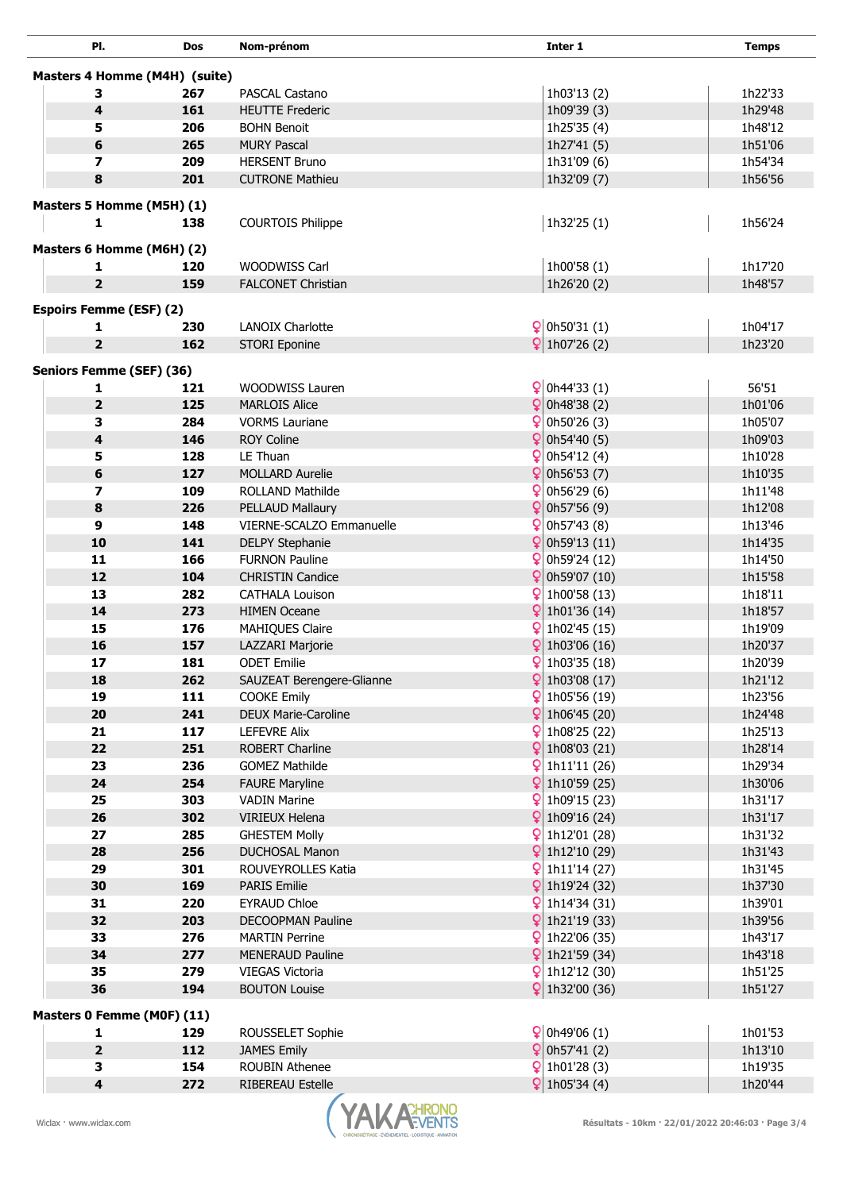| Pl. | Dos | Nom-prénom | Inter 1 | Temps |
|---|---|---|---|---|
| **Masters 4 Homme (M4H) (suite)** | | | | |
| 3 | 267 | PASCAL Castano | 1h03'13 (2) | 1h22'33 |
| 4 | 161 | HEUTTE Frederic | 1h09'39 (3) | 1h29'48 |
| 5 | 206 | BOHN Benoit | 1h25'35 (4) | 1h48'12 |
| 6 | 265 | MURY Pascal | 1h27'41 (5) | 1h51'06 |
| 7 | 209 | HERSENT Bruno | 1h31'09 (6) | 1h54'34 |
| 8 | 201 | CUTRONE Mathieu | 1h32'09 (7) | 1h56'56 |
| **Masters 5 Homme (M5H) (1)** | | | | |
| 1 | 138 | COURTOIS Philippe | 1h32'25 (1) | 1h56'24 |
| **Masters 6 Homme (M6H) (2)** | | | | |
| 1 | 120 | WOODWISS Carl | 1h00'58 (1) | 1h17'20 |
| 2 | 159 | FALCONET Christian | 1h26'20 (2) | 1h48'57 |
| **Espoirs Femme (ESF) (2)** | | | | |
| 1 | 230 | LANOIX Charlotte | ♀ 0h50'31 (1) | 1h04'17 |
| 2 | 162 | STORI Eponine | ♀ 1h07'26 (2) | 1h23'20 |
| **Seniors Femme (SEF) (36)** | | | | |
| 1 | 121 | WOODWISS Lauren | ♀ 0h44'33 (1) | 56'51 |
| 2 | 125 | MARLOIS Alice | ♀ 0h48'38 (2) | 1h01'06 |
| 3 | 284 | VORMS Lauriane | ♀ 0h50'26 (3) | 1h05'07 |
| 4 | 146 | ROY Coline | ♀ 0h54'40 (5) | 1h09'03 |
| 5 | 128 | LE Thuan | ♀ 0h54'12 (4) | 1h10'28 |
| 6 | 127 | MOLLARD Aurelie | ♀ 0h56'53 (7) | 1h10'35 |
| 7 | 109 | ROLLAND Mathilde | ♀ 0h56'29 (6) | 1h11'48 |
| 8 | 226 | PELLAUD Mallaury | ♀ 0h57'56 (9) | 1h12'08 |
| 9 | 148 | VIERNE-SCALZO Emmanuelle | ♀ 0h57'43 (8) | 1h13'46 |
| 10 | 141 | DELPY Stephanie | ♀ 0h59'13 (11) | 1h14'35 |
| 11 | 166 | FURNON Pauline | ♀ 0h59'24 (12) | 1h14'50 |
| 12 | 104 | CHRISTIN Candice | ♀ 0h59'07 (10) | 1h15'58 |
| 13 | 282 | CATHALA Louison | ♀ 1h00'58 (13) | 1h18'11 |
| 14 | 273 | HIMEN Oceane | ♀ 1h01'36 (14) | 1h18'57 |
| 15 | 176 | MAHIQUES Claire | ♀ 1h02'45 (15) | 1h19'09 |
| 16 | 157 | LAZZARI Marjorie | ♀ 1h03'06 (16) | 1h20'37 |
| 17 | 181 | ODET Emilie | ♀ 1h03'35 (18) | 1h20'39 |
| 18 | 262 | SAUZEAT Berengere-Glianne | ♀ 1h03'08 (17) | 1h21'12 |
| 19 | 111 | COOKE Emily | ♀ 1h05'56 (19) | 1h23'56 |
| 20 | 241 | DEUX Marie-Caroline | ♀ 1h06'45 (20) | 1h24'48 |
| 21 | 117 | LEFEVRE Alix | ♀ 1h08'25 (22) | 1h25'13 |
| 22 | 251 | ROBERT Charline | ♀ 1h08'03 (21) | 1h28'14 |
| 23 | 236 | GOMEZ Mathilde | ♀ 1h11'11 (26) | 1h29'34 |
| 24 | 254 | FAURE Maryline | ♀ 1h10'59 (25) | 1h30'06 |
| 25 | 303 | VADIN Marine | ♀ 1h09'15 (23) | 1h31'17 |
| 26 | 302 | VIRIEUX Helena | ♀ 1h09'16 (24) | 1h31'17 |
| 27 | 285 | GHESTEM Molly | ♀ 1h12'01 (28) | 1h31'32 |
| 28 | 256 | DUCHOSAL Manon | ♀ 1h12'10 (29) | 1h31'43 |
| 29 | 301 | ROUVEYROLLES Katia | ♀ 1h11'14 (27) | 1h31'45 |
| 30 | 169 | PARIS Emilie | ♀ 1h19'24 (32) | 1h37'30 |
| 31 | 220 | EYRAUD Chloe | ♀ 1h14'34 (31) | 1h39'01 |
| 32 | 203 | DECOOPMAN Pauline | ♀ 1h21'19 (33) | 1h39'56 |
| 33 | 276 | MARTIN Perrine | ♀ 1h22'06 (35) | 1h43'17 |
| 34 | 277 | MENERAUD Pauline | ♀ 1h21'59 (34) | 1h43'18 |
| 35 | 279 | VIEGAS Victoria | ♀ 1h12'12 (30) | 1h51'25 |
| 36 | 194 | BOUTON Louise | ♀ 1h32'00 (36) | 1h51'27 |
| **Masters 0 Femme (M0F) (11)** | | | | |
| 1 | 129 | ROUSSELET Sophie | ♀ 0h49'06 (1) | 1h01'53 |
| 2 | 112 | JAMES Emily | ♀ 0h57'41 (2) | 1h13'10 |
| 3 | 154 | ROUBIN Athenee | ♀ 1h01'28 (3) | 1h19'35 |
| 4 | 272 | RIBEREAU Estelle | ♀ 1h05'34 (4) | 1h20'44 |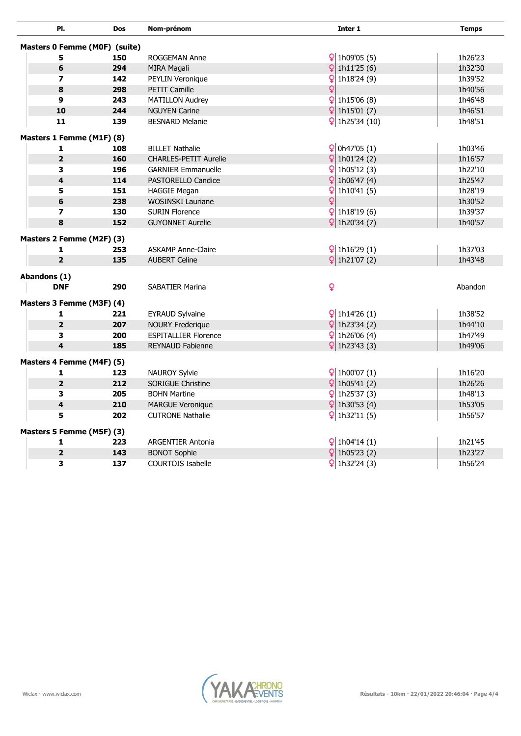| Pl. | Dos | Nom-prénom | Inter 1 | Temps |
|---|---|---|---|---|
| **Masters 0 Femme (M0F) (suite)** | | | | |
| 5 | 150 | ROGGEMAN Anne | ♀ 1h09'05 (5) | 1h26'23 |
| 6 | 294 | MIRA Magali | ♀ 1h11'25 (6) | 1h32'30 |
| 7 | 142 | PEYLIN Veronique | ♀ 1h18'24 (9) | 1h39'52 |
| 8 | 298 | PETIT Camille | ♀ | 1h40'56 |
| 9 | 243 | MATILLON Audrey | ♀ 1h15'06 (8) | 1h46'48 |
| 10 | 244 | NGUYEN Carine | ♀ 1h15'01 (7) | 1h46'51 |
| 11 | 139 | BESNARD Melanie | ♀ 1h25'34 (10) | 1h48'51 |
| **Masters 1 Femme (M1F) (8)** | | | | |
| 1 | 108 | BILLET Nathalie | ♀ 0h47'05 (1) | 1h03'46 |
| 2 | 160 | CHARLES-PETIT Aurelie | ♀ 1h01'24 (2) | 1h16'57 |
| 3 | 196 | GARNIER Emmanuelle | ♀ 1h05'12 (3) | 1h22'10 |
| 4 | 114 | PASTORELLO Candice | ♀ 1h06'47 (4) | 1h25'47 |
| 5 | 151 | HAGGIE Megan | ♀ 1h10'41 (5) | 1h28'19 |
| 6 | 238 | WOSINSKI Lauriane | ♀ | 1h30'52 |
| 7 | 130 | SURIN Florence | ♀ 1h18'19 (6) | 1h39'37 |
| 8 | 152 | GUYONNET Aurelie | ♀ 1h20'34 (7) | 1h40'57 |
| **Masters 2 Femme (M2F) (3)** | | | | |
| 1 | 253 | ASKAMP Anne-Claire | ♀ 1h16'29 (1) | 1h37'03 |
| 2 | 135 | AUBERT Celine | ♀ 1h21'07 (2) | 1h43'48 |
| **Abandons (1)** | | | | |
| DNF | 290 | SABATIER Marina | ♀ | Abandon |
| **Masters 3 Femme (M3F) (4)** | | | | |
| 1 | 221 | EYRAUD Sylvaine | ♀ 1h14'26 (1) | 1h38'52 |
| 2 | 207 | NOURY Frederique | ♀ 1h23'34 (2) | 1h44'10 |
| 3 | 200 | ESPITALLIER Florence | ♀ 1h26'06 (4) | 1h47'49 |
| 4 | 185 | REYNAUD Fabienne | ♀ 1h23'43 (3) | 1h49'06 |
| **Masters 4 Femme (M4F) (5)** | | | | |
| 1 | 123 | NAUROY Sylvie | ♀ 1h00'07 (1) | 1h16'20 |
| 2 | 212 | SORIGUE Christine | ♀ 1h05'41 (2) | 1h26'26 |
| 3 | 205 | BOHN Martine | ♀ 1h25'37 (3) | 1h48'13 |
| 4 | 210 | MARGUE Veronique | ♀ 1h30'53 (4) | 1h53'05 |
| 5 | 202 | CUTRONE Nathalie | ♀ 1h32'11 (5) | 1h56'57 |
| **Masters 5 Femme (M5F) (3)** | | | | |
| 1 | 223 | ARGENTIER Antonia | ♀ 1h04'14 (1) | 1h21'45 |
| 2 | 143 | BONOT Sophie | ♀ 1h05'23 (2) | 1h23'27 |
| 3 | 137 | COURTOIS Isabelle | ♀ 1h32'24 (3) | 1h56'24 |